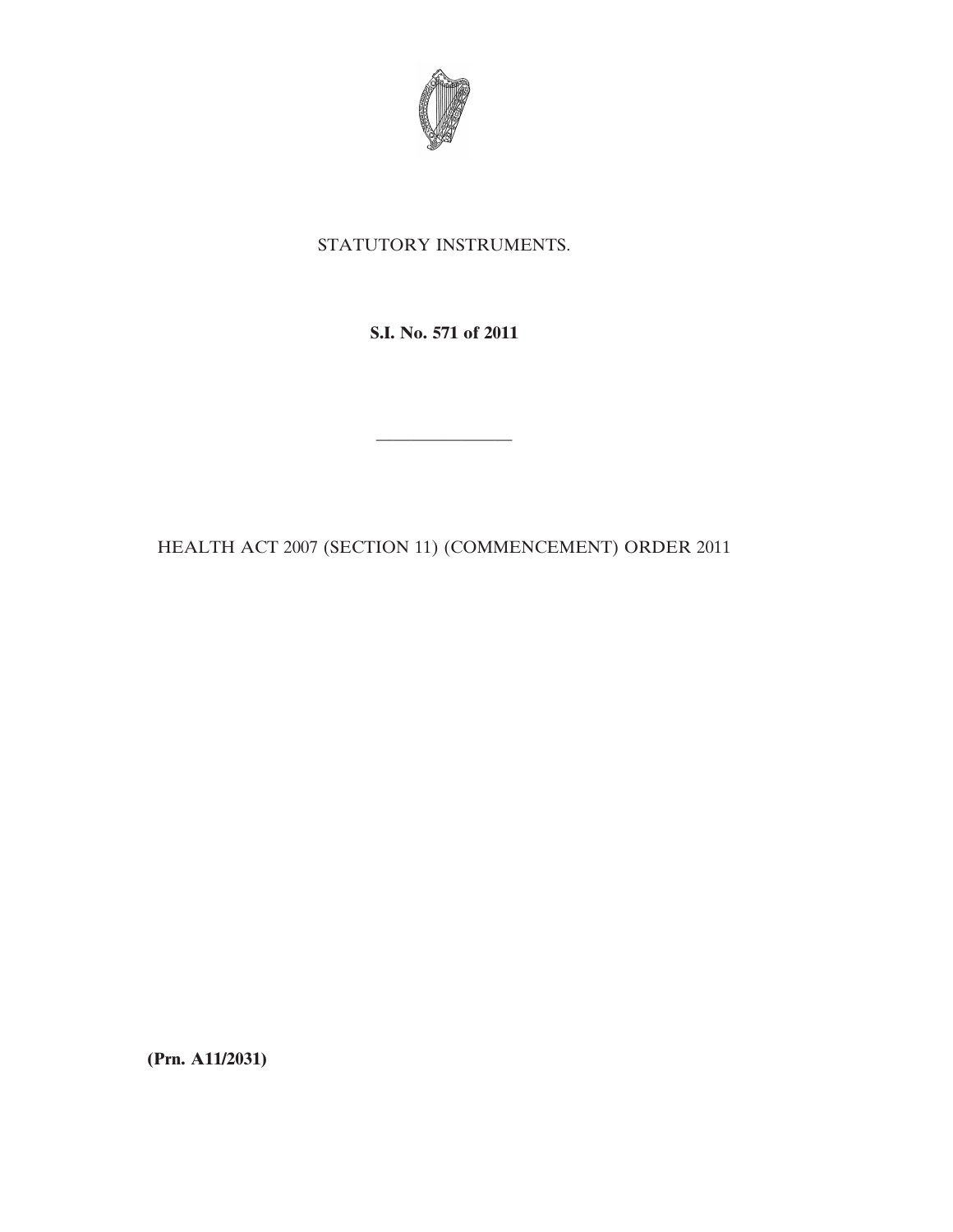STATUTORY INSTRUMENTS.

**S.I. No. 571 of 2011**

---

HEALTH ACT 2007 (SECTION 11) (COMMENCEMENT) ORDER 2011

**(Prn. A11/2031)**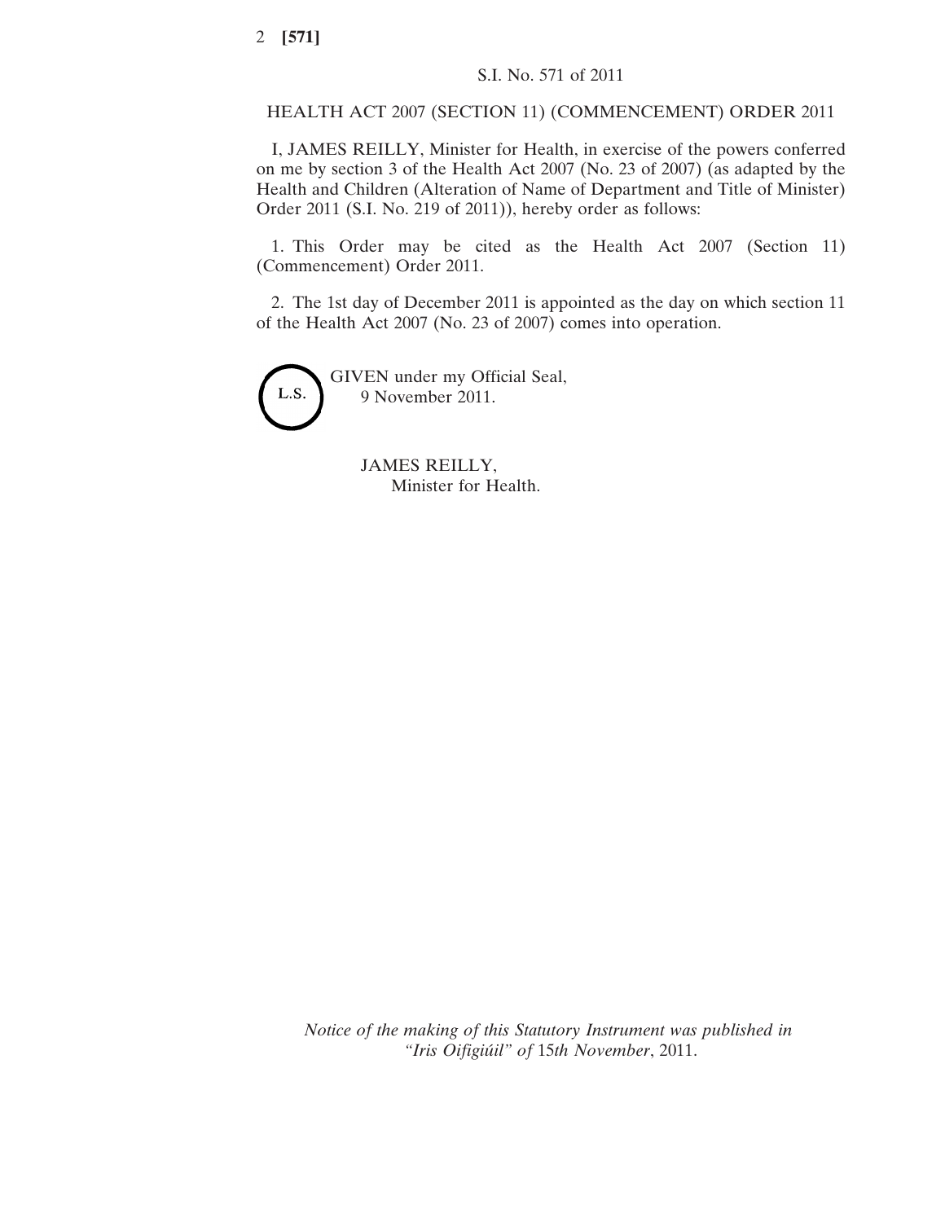S.I. No. 571 of 2011

HEALTH ACT 2007 (SECTION 11) (COMMENCEMENT) ORDER 2011

I, JAMES REILLY, Minister for Health, in exercise of the powers conferred on me by section 3 of the Health Act 2007 (No. 23 of 2007) (as adapted by the Health and Children (Alteration of Name of Department and Title of Minister) Order 2011 (S.I. No. 219 of 2011)), hereby order as follows:

1. This Order may be cited as the Health Act 2007 (Section 11) (Commencement) Order 2011.

2. The 1st day of December 2011 is appointed as the day on which section 11 of the Health Act 2007 (No. 23 of 2007) comes into operation.

L.S.

GIVEN under my Official Seal,
9 November 2011.

JAMES REILLY,
Minister for Health.

*Notice of the making of this Statutory Instrument was published in "Iris Oifigiúil" of* 15*th November*, 2011.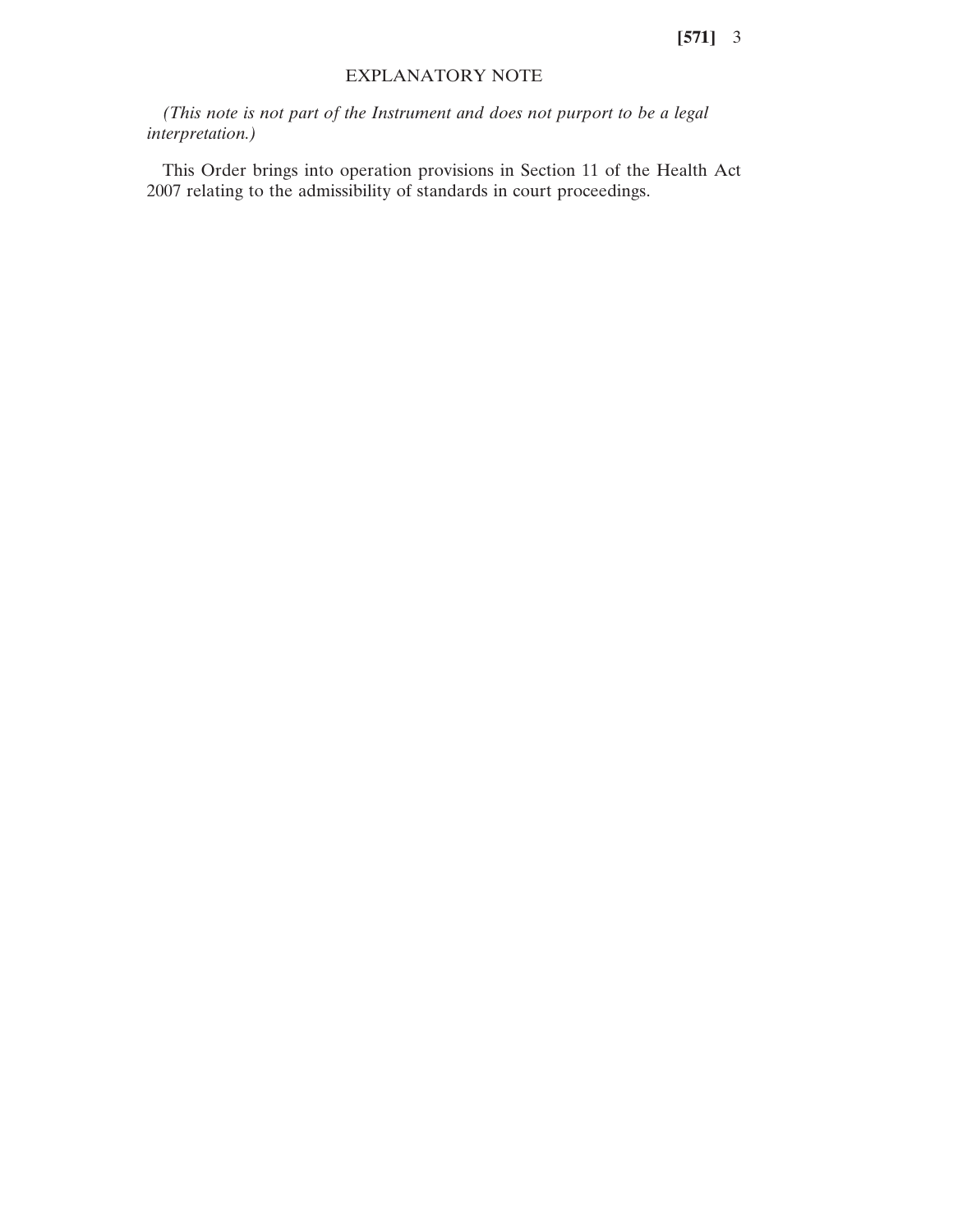## EXPLANATORY NOTE

*(This note is not part of the Instrument and does not purport to be a legal interpretation.)*

This Order brings into operation provisions in Section 11 of the Health Act 2007 relating to the admissibility of standards in court proceedings.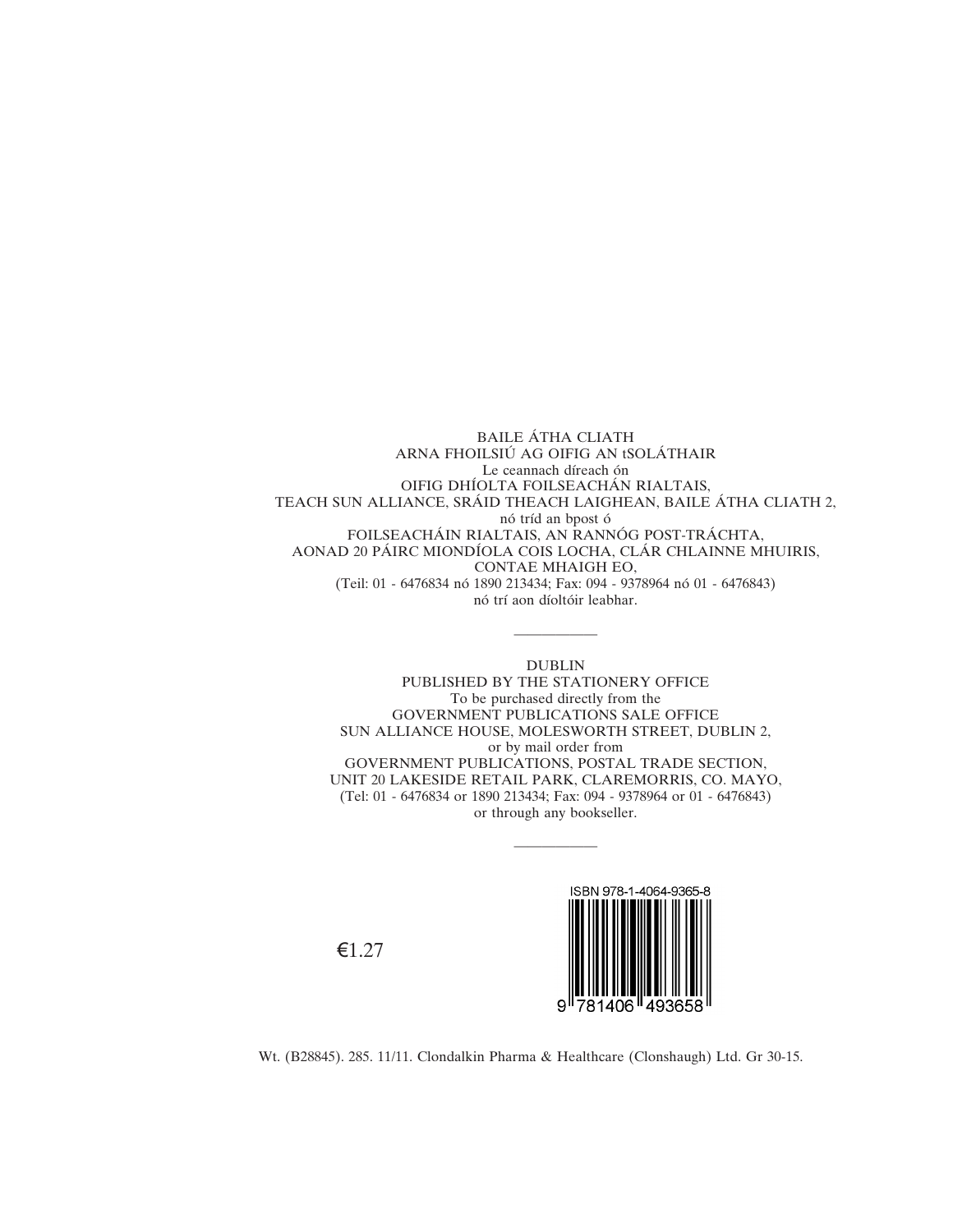BAILE ÁTHA CLIATH
ARNA FHOILSIÚ AG OIFIG AN tSOLÁTHAIR
Le ceannach díreach ón
OIFIG DHÍOLTA FOILSEACHÁN RIALTAIS,
TEACH SUN ALLIANCE, SRÁID THEACH LAIGHEAN, BAILE ÁTHA CLIATH 2,
nó tríd an bpost ó
FOILSEACHÁIN RIALTAIS, AN RANNÓG POST-TRÁCHTA,
AONAD 20 PÁIRC MIONDÍOLA COIS LOCHA, CLÁR CHLAINNE MHUIRIS,
CONTAE MHAIGH EO,
(Teil: 01 - 6476834 nó 1890 213434; Fax: 094 - 9378964 nó 01 - 6476843)
nó trí aon díoltóir leabhar.

---

DUBLIN
PUBLISHED BY THE STATIONERY OFFICE
To be purchased directly from the
GOVERNMENT PUBLICATIONS SALE OFFICE
SUN ALLIANCE HOUSE, MOLESWORTH STREET, DUBLIN 2,
or by mail order from
GOVERNMENT PUBLICATIONS, POSTAL TRADE SECTION,
UNIT 20 LAKESIDE RETAIL PARK, CLAREMORRIS, CO. MAYO,
(Tel: 01 - 6476834 or 1890 213434; Fax: 094 - 9378964 or 01 - 6476843)
or through any bookseller.

---

ISBN 978-1-4064-9365-8

9 781406 493658

€1.27

Wt. (B28845). 285. 11/11. Clondalkin Pharma & Healthcare (Clonshaugh) Ltd. Gr 30-15.